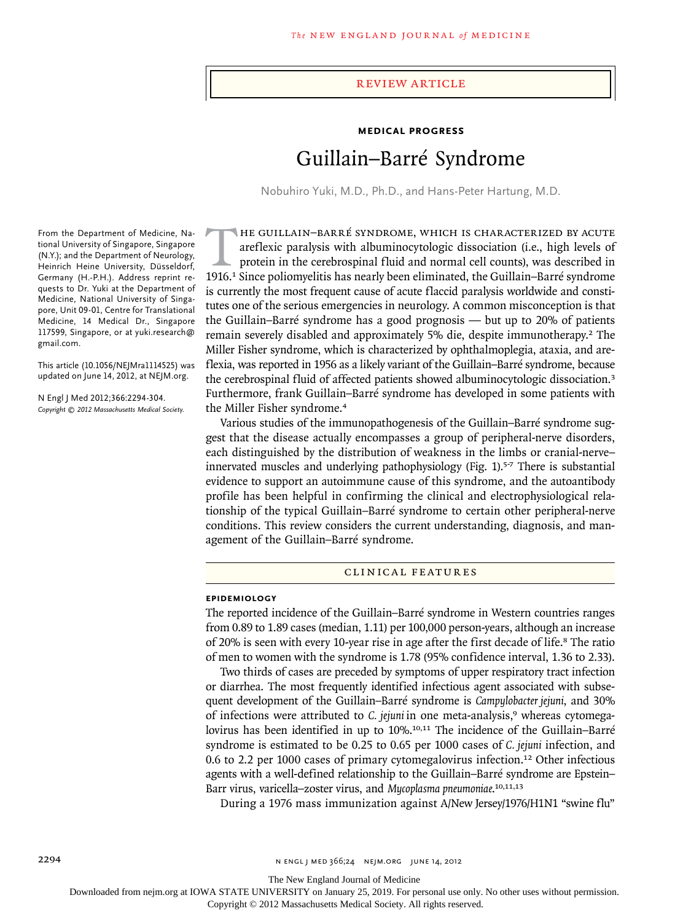REVIEW ARTICLE

**MEDICAL PROGRESS**

# Guillain–Barré Syndrome

Nobuhiro Yuki, M.D., Ph.D., and Hans-Peter Hartung, M.D.

From the Department of Medicine, National University of Singapore, Singapore (N.Y.); and the Department of Neurology, Heinrich Heine University, Düsseldorf, Germany (H.-P.H.). Address reprint requests to Dr. Yuki at the Department of Medicine, National University of Singapore, Unit 09-01, Centre for Translational Medicine, 14 Medical Dr., Singapore 117599, Singapore, or at yuki.research@gmail.com.

This article (10.1056/NEJMra1114525) was updated on June 14, 2012, at NEJM.org.

N Engl J Med 2012;366:2294-304.
*Copyright © 2012 Massachusetts Medical Society.*

The Guillain–Barré syndrome, which is characterized by acute areflexic paralysis with albuminocytologic dissociation (i.e., high levels of protein in the cerebrospinal fluid and normal cell counts), was described in 1916.[1] Since poliomyelitis has nearly been eliminated, the Guillain–Barré syndrome is currently the most frequent cause of acute flaccid paralysis worldwide and constitutes one of the serious emergencies in neurology. A common misconception is that the Guillain–Barré syndrome has a good prognosis — but up to 20% of patients remain severely disabled and approximately 5% die, despite immunotherapy.[2] The Miller Fisher syndrome, which is characterized by ophthalmoplegia, ataxia, and areflexia, was reported in 1956 as a likely variant of the Guillain–Barré syndrome, because the cerebrospinal fluid of affected patients showed albuminocytologic dissociation.[3] Furthermore, frank Guillain–Barré syndrome has developed in some patients with the Miller Fisher syndrome.[4]

Various studies of the immunopathogenesis of the Guillain–Barré syndrome suggest that the disease actually encompasses a group of peripheral-nerve disorders, each distinguished by the distribution of weakness in the limbs or cranial-nerve–innervated muscles and underlying pathophysiology (Fig. 1).[5-7] There is substantial evidence to support an autoimmune cause of this syndrome, and the autoantibody profile has been helpful in confirming the clinical and electrophysiological relationship of the typical Guillain–Barré syndrome to certain other peripheral-nerve conditions. This review considers the current understanding, diagnosis, and management of the Guillain–Barré syndrome.

## CLINICAL FEATURES

### EPIDEMIOLOGY

The reported incidence of the Guillain–Barré syndrome in Western countries ranges from 0.89 to 1.89 cases (median, 1.11) per 100,000 person-years, although an increase of 20% is seen with every 10-year rise in age after the first decade of life.[8] The ratio of men to women with the syndrome is 1.78 (95% confidence interval, 1.36 to 2.33).

Two thirds of cases are preceded by symptoms of upper respiratory tract infection or diarrhea. The most frequently identified infectious agent associated with subsequent development of the Guillain–Barré syndrome is *Campylobacter jejuni*, and 30% of infections were attributed to *C. jejuni* in one meta-analysis,[9] whereas cytomegalovirus has been identified in up to 10%.[10,11] The incidence of the Guillain–Barré syndrome is estimated to be 0.25 to 0.65 per 1000 cases of *C. jejuni* infection, and 0.6 to 2.2 per 1000 cases of primary cytomegalovirus infection.[12] Other infectious agents with a well-defined relationship to the Guillain–Barré syndrome are Epstein–Barr virus, varicella–zoster virus, and *Mycoplasma pneumoniae*.[10,11,13]

During a 1976 mass immunization against A/New Jersey/1976/H1N1 "swine flu"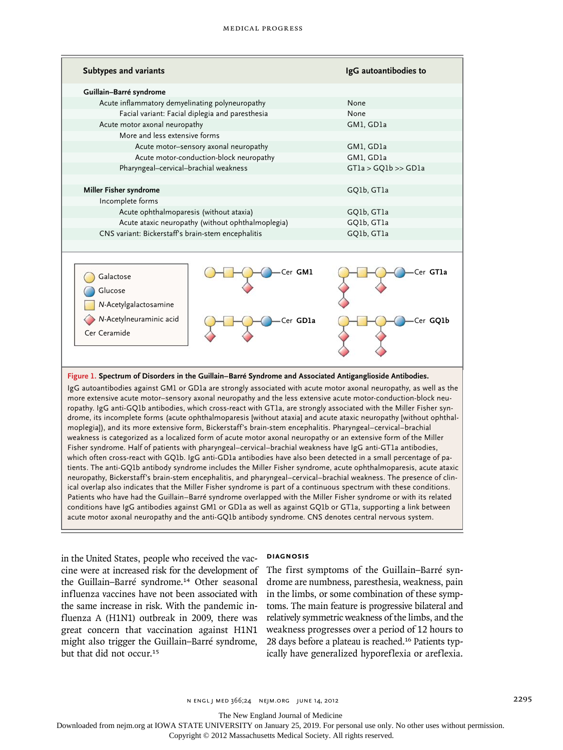| Subtypes and variants | IgG autoantibodies to |
|---|---|
| **Guillain–Barré syndrome** | |
| Acute inflammatory demyelinating polyneuropathy | None |
| Facial variant: Facial diplegia and paresthesia | None |
| Acute motor axonal neuropathy | GM1, GD1a |
| More and less extensive forms | |
| Acute motor–sensory axonal neuropathy | GM1, GD1a |
| Acute motor-conduction-block neuropathy | GM1, GD1a |
| Pharyngeal–cervical–brachial weakness | GT1a > GQ1b >> GD1a |
| **Miller Fisher syndrome** | GQ1b, GT1a |
| Incomplete forms | |
| Acute ophthalmoparesis (without ataxia) | GQ1b, GT1a |
| Acute ataxic neuropathy (without ophthalmoplegia) | GQ1b, GT1a |
| CNS variant: Bickerstaff's brain-stem encephalitis | GQ1b, GT1a |

Galactose
Glucose
*N*-Acetylgalactosamine
*N*-Acetylneuraminic acid
Cer Ceramide

GM1 GT1a GD1a GQ1b

**Figure 1. Spectrum of Disorders in the Guillain–Barré Syndrome and Associated Antiganglioside Antibodies.**

IgG autoantibodies against GM1 or GD1a are strongly associated with acute motor axonal neuropathy, as well as the more extensive acute motor–sensory axonal neuropathy and the less extensive acute motor-conduction-block neuropathy. IgG anti-GQ1b antibodies, which cross-react with GT1a, are strongly associated with the Miller Fisher syndrome, its incomplete forms (acute ophthalmoparesis [without ataxia] and acute ataxic neuropathy [without ophthalmoplegia]), and its more extensive form, Bickerstaff's brain-stem encephalitis. Pharyngeal–cervical–brachial weakness is categorized as a localized form of acute motor axonal neuropathy or an extensive form of the Miller Fisher syndrome. Half of patients with pharyngeal–cervical–brachial weakness have IgG anti-GT1a antibodies, which often cross-react with GQ1b. IgG anti-GD1a antibodies have also been detected in a small percentage of patients. The anti-GQ1b antibody syndrome includes the Miller Fisher syndrome, acute ophthalmoparesis, acute ataxic neuropathy, Bickerstaff's brain-stem encephalitis, and pharyngeal–cervical–brachial weakness. The presence of clinical overlap also indicates that the Miller Fisher syndrome is part of a continuous spectrum with these conditions. Patients who have had the Guillain–Barré syndrome overlapped with the Miller Fisher syndrome or with its related conditions have IgG antibodies against GM1 or GD1a as well as against GQ1b or GT1a, supporting a link between acute motor axonal neuropathy and the anti-GQ1b antibody syndrome. CNS denotes central nervous system.

in the United States, people who received the vaccine were at increased risk for the development of the Guillain–Barré syndrome.[14] Other seasonal influenza vaccines have not been associated with the same increase in risk. With the pandemic influenza A (H1N1) outbreak in 2009, there was great concern that vaccination against H1N1 might also trigger the Guillain–Barré syndrome, but that did not occur.[15]

## DIAGNOSIS

The first symptoms of the Guillain–Barré syndrome are numbness, paresthesia, weakness, pain in the limbs, or some combination of these symptoms. The main feature is progressive bilateral and relatively symmetric weakness of the limbs, and the weakness progresses over a period of 12 hours to 28 days before a plateau is reached.[16] Patients typically have generalized hyporeflexia or areflexia.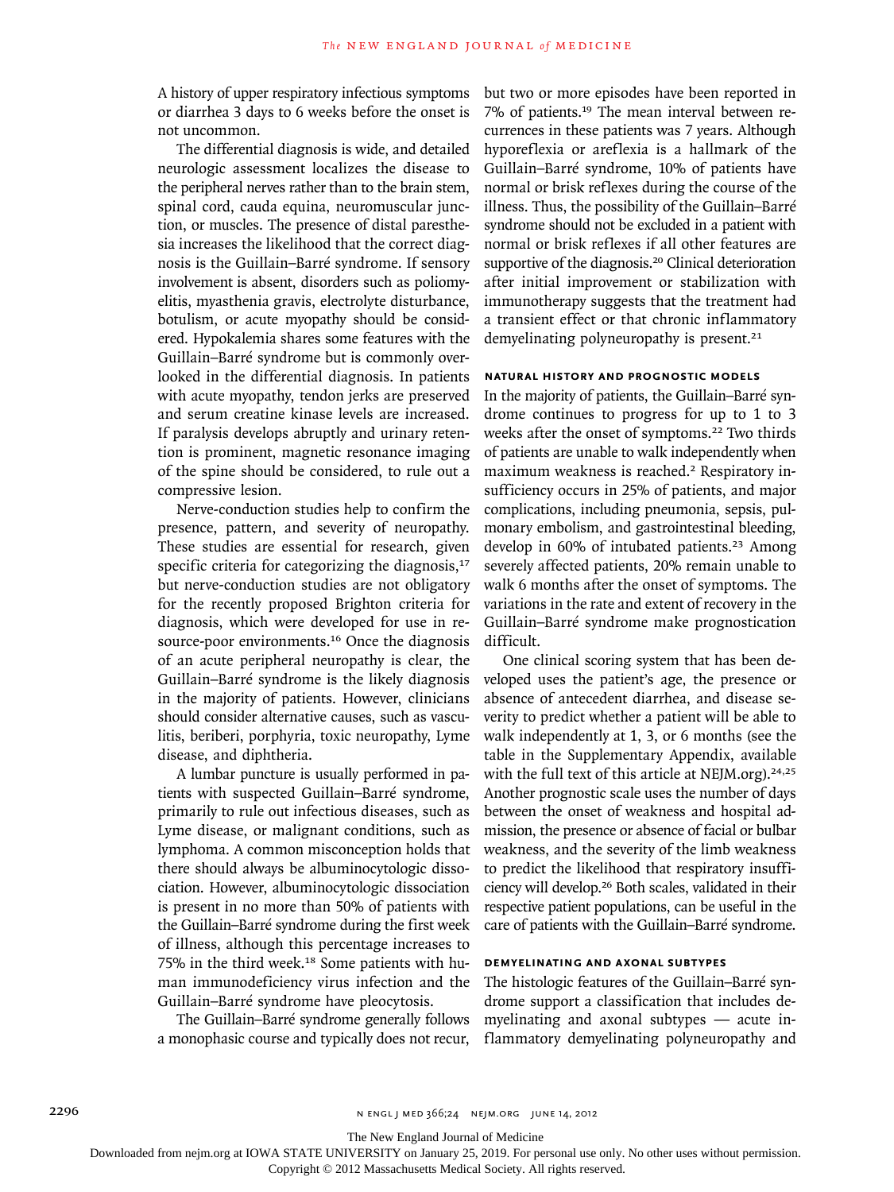A history of upper respiratory infectious symptoms or diarrhea 3 days to 6 weeks before the onset is not uncommon.

The differential diagnosis is wide, and detailed neurologic assessment localizes the disease to the peripheral nerves rather than to the brain stem, spinal cord, cauda equina, neuromuscular junction, or muscles. The presence of distal paresthesia increases the likelihood that the correct diagnosis is the Guillain–Barré syndrome. If sensory involvement is absent, disorders such as poliomyelitis, myasthenia gravis, electrolyte disturbance, botulism, or acute myopathy should be considered. Hypokalemia shares some features with the Guillain–Barré syndrome but is commonly overlooked in the differential diagnosis. In patients with acute myopathy, tendon jerks are preserved and serum creatine kinase levels are increased. If paralysis develops abruptly and urinary retention is prominent, magnetic resonance imaging of the spine should be considered, to rule out a compressive lesion.

Nerve-conduction studies help to confirm the presence, pattern, and severity of neuropathy. These studies are essential for research, given specific criteria for categorizing the diagnosis,[17] but nerve-conduction studies are not obligatory for the recently proposed Brighton criteria for diagnosis, which were developed for use in resource-poor environments.[16] Once the diagnosis of an acute peripheral neuropathy is clear, the Guillain–Barré syndrome is the likely diagnosis in the majority of patients. However, clinicians should consider alternative causes, such as vasculitis, beriberi, porphyria, toxic neuropathy, Lyme disease, and diphtheria.

A lumbar puncture is usually performed in patients with suspected Guillain–Barré syndrome, primarily to rule out infectious diseases, such as Lyme disease, or malignant conditions, such as lymphoma. A common misconception holds that there should always be albuminocytologic dissociation. However, albuminocytologic dissociation is present in no more than 50% of patients with the Guillain–Barré syndrome during the first week of illness, although this percentage increases to 75% in the third week.[18] Some patients with human immunodeficiency virus infection and the Guillain–Barré syndrome have pleocytosis.

The Guillain–Barré syndrome generally follows a monophasic course and typically does not recur, but two or more episodes have been reported in 7% of patients.[19] The mean interval between recurrences in these patients was 7 years. Although hyporeflexia or areflexia is a hallmark of the Guillain–Barré syndrome, 10% of patients have normal or brisk reflexes during the course of the illness. Thus, the possibility of the Guillain–Barré syndrome should not be excluded in a patient with normal or brisk reflexes if all other features are supportive of the diagnosis.[20] Clinical deterioration after initial improvement or stabilization with immunotherapy suggests that the treatment had a transient effect or that chronic inflammatory demyelinating polyneuropathy is present.[21]

### Natural History and Prognostic Models

In the majority of patients, the Guillain–Barré syndrome continues to progress for up to 1 to 3 weeks after the onset of symptoms.[22] Two thirds of patients are unable to walk independently when maximum weakness is reached.[2] Respiratory insufficiency occurs in 25% of patients, and major complications, including pneumonia, sepsis, pulmonary embolism, and gastrointestinal bleeding, develop in 60% of intubated patients.[23] Among severely affected patients, 20% remain unable to walk 6 months after the onset of symptoms. The variations in the rate and extent of recovery in the Guillain–Barré syndrome make prognostication difficult.

One clinical scoring system that has been developed uses the patient's age, the presence or absence of antecedent diarrhea, and disease severity to predict whether a patient will be able to walk independently at 1, 3, or 6 months (see the table in the Supplementary Appendix, available with the full text of this article at NEJM.org).[24,25] Another prognostic scale uses the number of days between the onset of weakness and hospital admission, the presence or absence of facial or bulbar weakness, and the severity of the limb weakness to predict the likelihood that respiratory insufficiency will develop.[26] Both scales, validated in their respective patient populations, can be useful in the care of patients with the Guillain–Barré syndrome.

### Demyelinating and Axonal Subtypes

The histologic features of the Guillain–Barré syndrome support a classification that includes demyelinating and axonal subtypes — acute inflammatory demyelinating polyneuropathy and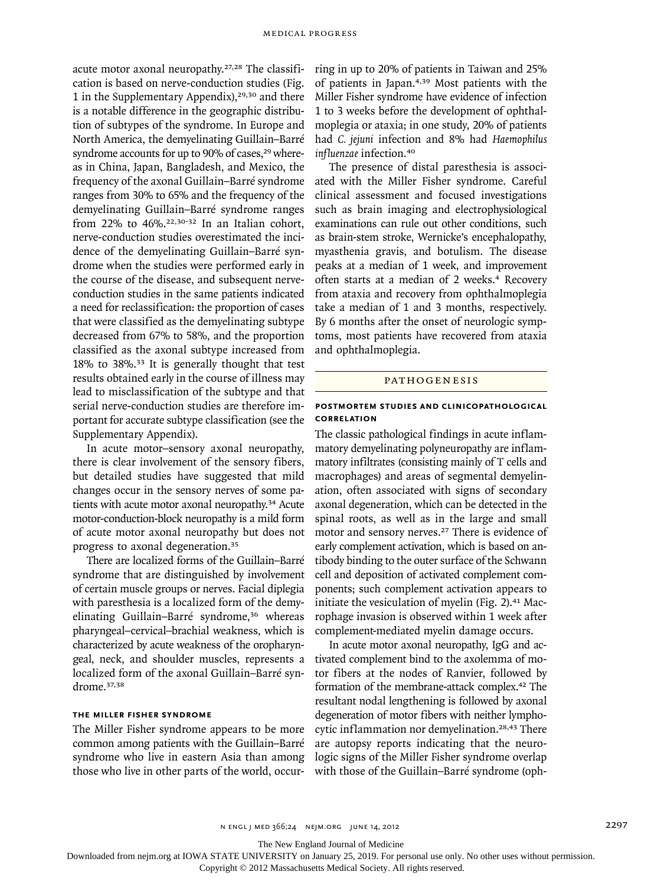acute motor axonal neuropathy.[27,28] The classification is based on nerve-conduction studies (Fig. 1 in the Supplementary Appendix),[29,30] and there is a notable difference in the geographic distribution of subtypes of the syndrome. In Europe and North America, the demyelinating Guillain–Barré syndrome accounts for up to 90% of cases,[29] whereas in China, Japan, Bangladesh, and Mexico, the frequency of the axonal Guillain–Barré syndrome ranges from 30% to 65% and the frequency of the demyelinating Guillain–Barré syndrome ranges from 22% to 46%.[22,30-32] In an Italian cohort, nerve-conduction studies overestimated the incidence of the demyelinating Guillain–Barré syndrome when the studies were performed early in the course of the disease, and subsequent nerve-conduction studies in the same patients indicated a need for reclassification: the proportion of cases that were classified as the demyelinating subtype decreased from 67% to 58%, and the proportion classified as the axonal subtype increased from 18% to 38%.[33] It is generally thought that test results obtained early in the course of illness may lead to misclassification of the subtype and that serial nerve-conduction studies are therefore important for accurate subtype classification (see the Supplementary Appendix).

In acute motor–sensory axonal neuropathy, there is clear involvement of the sensory fibers, but detailed studies have suggested that mild changes occur in the sensory nerves of some patients with acute motor axonal neuropathy.[34] Acute motor-conduction-block neuropathy is a mild form of acute motor axonal neuropathy but does not progress to axonal degeneration.[35]

There are localized forms of the Guillain–Barré syndrome that are distinguished by involvement of certain muscle groups or nerves. Facial diplegia with paresthesia is a localized form of the demyelinating Guillain–Barré syndrome,[36] whereas pharyngeal–cervical–brachial weakness, which is characterized by acute weakness of the oropharyngeal, neck, and shoulder muscles, represents a localized form of the axonal Guillain–Barré syndrome.[37,38]

### THE MILLER FISHER SYNDROME

The Miller Fisher syndrome appears to be more common among patients with the Guillain–Barré syndrome who live in eastern Asia than among those who live in other parts of the world, occurring in up to 20% of patients in Taiwan and 25% of patients in Japan.[4,39] Most patients with the Miller Fisher syndrome have evidence of infection 1 to 3 weeks before the development of ophthalmoplegia or ataxia; in one study, 20% of patients had *C. jejuni* infection and 8% had *Haemophilus influenzae* infection.[40]

The presence of distal paresthesia is associated with the Miller Fisher syndrome. Careful clinical assessment and focused investigations such as brain imaging and electrophysiological examinations can rule out other conditions, such as brain-stem stroke, Wernicke's encephalopathy, myasthenia gravis, and botulism. The disease peaks at a median of 1 week, and improvement often starts at a median of 2 weeks.[4] Recovery from ataxia and recovery from ophthalmoplegia take a median of 1 and 3 months, respectively. By 6 months after the onset of neurologic symptoms, most patients have recovered from ataxia and ophthalmoplegia.

## PATHOGENESIS

### POSTMORTEM STUDIES AND CLINICOPATHOLOGICAL CORRELATION

The classic pathological findings in acute inflammatory demyelinating polyneuropathy are inflammatory infiltrates (consisting mainly of T cells and macrophages) and areas of segmental demyelination, often associated with signs of secondary axonal degeneration, which can be detected in the spinal roots, as well as in the large and small motor and sensory nerves.[27] There is evidence of early complement activation, which is based on antibody binding to the outer surface of the Schwann cell and deposition of activated complement components; such complement activation appears to initiate the vesiculation of myelin (Fig. 2).[41] Macrophage invasion is observed within 1 week after complement-mediated myelin damage occurs.

In acute motor axonal neuropathy, IgG and activated complement bind to the axolemma of motor fibers at the nodes of Ranvier, followed by formation of the membrane-attack complex.[42] The resultant nodal lengthening is followed by axonal degeneration of motor fibers with neither lymphocytic inflammation nor demyelination.[28,43] There are autopsy reports indicating that the neurologic signs of the Miller Fisher syndrome overlap with those of the Guillain–Barré syndrome (oph-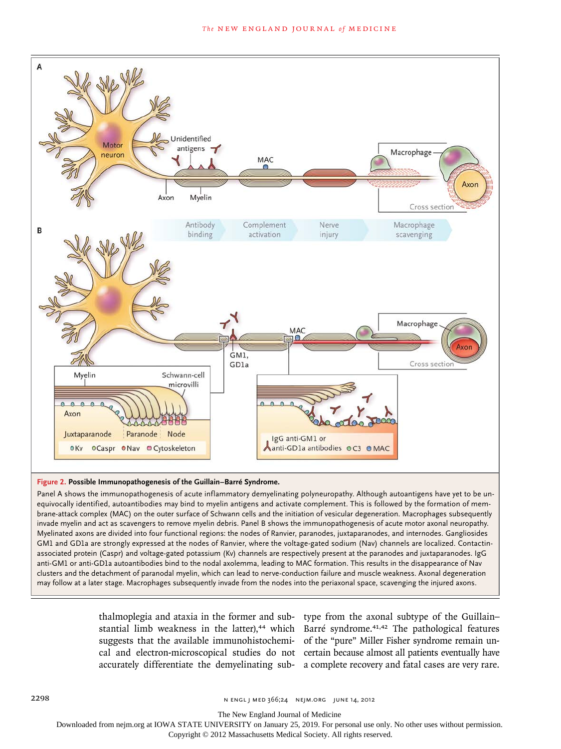**Figure 2. Possible Immunopathogenesis of the Guillain–Barré Syndrome.**

Panel A shows the immunopathogenesis of acute inflammatory demyelinating polyneuropathy. Although autoantigens have yet to be unequivocally identified, autoantibodies may bind to myelin antigens and activate complement. This is followed by the formation of membrane-attack complex (MAC) on the outer surface of Schwann cells and the initiation of vesicular degeneration. Macrophages subsequently invade myelin and act as scavengers to remove myelin debris. Panel B shows the immunopathogenesis of acute motor axonal neuropathy. Myelinated axons are divided into four functional regions: the nodes of Ranvier, paranodes, juxtaparanodes, and internodes. Gangliosides GM1 and GD1a are strongly expressed at the nodes of Ranvier, where the voltage-gated sodium (Nav) channels are localized. Contactin-associated protein (Caspr) and voltage-gated potassium (Kv) channels are respectively present at the paranodes and juxtaparanodes. IgG anti-GM1 or anti-GD1a autoantibodies bind to the nodal axolemma, leading to MAC formation. This results in the disappearance of Nav clusters and the detachment of paranodal myelin, which can lead to nerve-conduction failure and muscle weakness. Axonal degeneration may follow at a later stage. Macrophages subsequently invade from the nodes into the periaxonal space, scavenging the injured axons.

thalmoplegia and ataxia in the former and substantial limb weakness in the latter),[44] which suggests that the available immunohistochemical and electron-microscopical studies do not accurately differentiate the demyelinating subtype from the axonal subtype of the Guillain–Barré syndrome.[41,42] The pathological features of the "pure" Miller Fisher syndrome remain uncertain because almost all patients eventually have a complete recovery and fatal cases are very rare.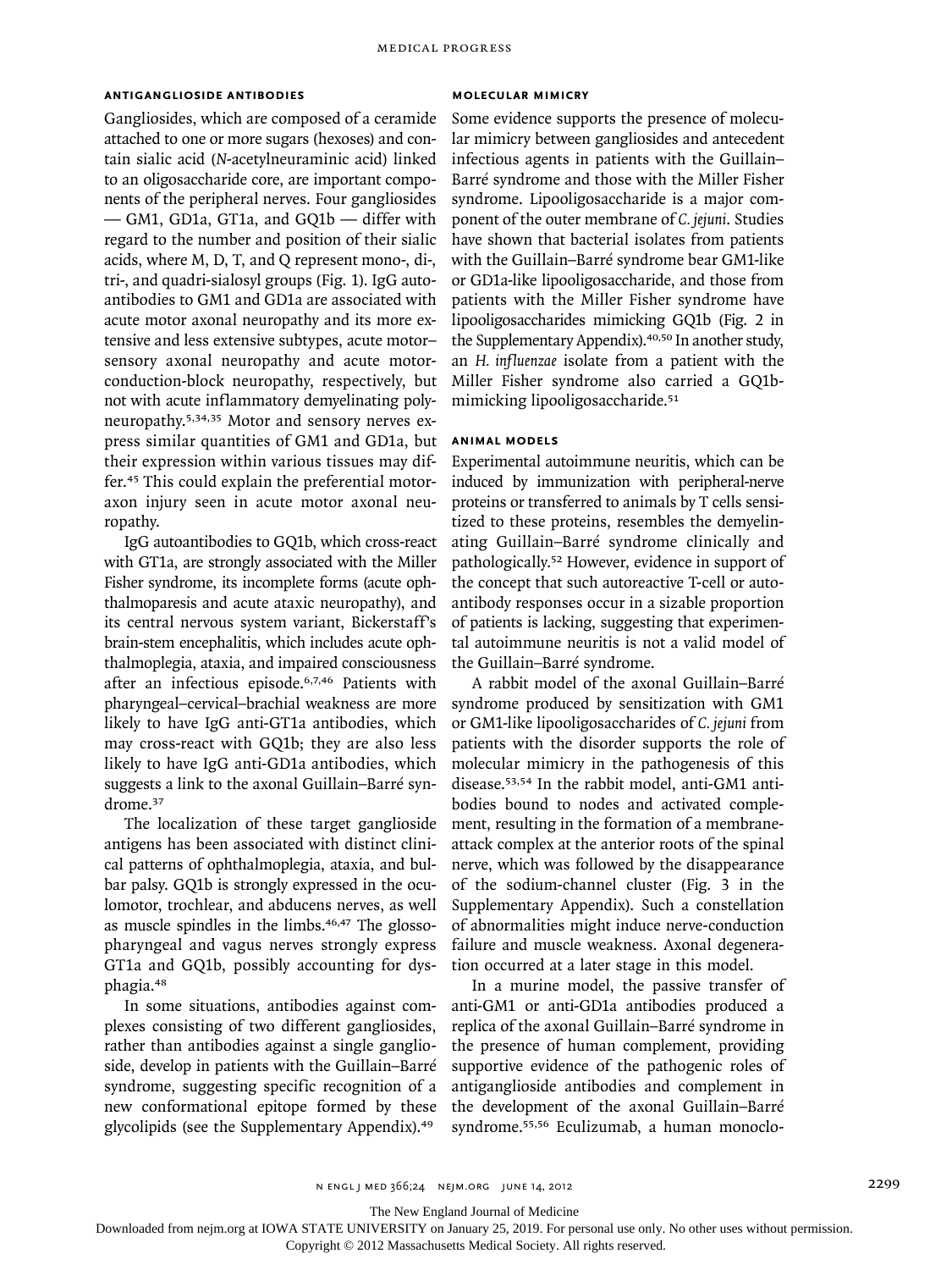### ANTIGANGLIOSIDE ANTIBODIES

Gangliosides, which are composed of a ceramide attached to one or more sugars (hexoses) and contain sialic acid (*N*-acetylneuraminic acid) linked to an oligosaccharide core, are important components of the peripheral nerves. Four gangliosides — GM1, GD1a, GT1a, and GQ1b — differ with regard to the number and position of their sialic acids, where M, D, T, and Q represent mono-, di-, tri-, and quadri-sialosyl groups (Fig. 1). IgG autoantibodies to GM1 and GD1a are associated with acute motor axonal neuropathy and its more extensive and less extensive subtypes, acute motor–sensory axonal neuropathy and acute motor-conduction-block neuropathy, respectively, but not with acute inflammatory demyelinating polyneuropathy.[5,34,35] Motor and sensory nerves express similar quantities of GM1 and GD1a, but their expression within various tissues may differ.[45] This could explain the preferential motor-axon injury seen in acute motor axonal neuropathy.

IgG autoantibodies to GQ1b, which cross-react with GT1a, are strongly associated with the Miller Fisher syndrome, its incomplete forms (acute ophthalmoparesis and acute ataxic neuropathy), and its central nervous system variant, Bickerstaff's brain-stem encephalitis, which includes acute ophthalmoplegia, ataxia, and impaired consciousness after an infectious episode.[6,7,46] Patients with pharyngeal–cervical–brachial weakness are more likely to have IgG anti-GT1a antibodies, which may cross-react with GQ1b; they are also less likely to have IgG anti-GD1a antibodies, which suggests a link to the axonal Guillain–Barré syndrome.[37]

The localization of these target ganglioside antigens has been associated with distinct clinical patterns of ophthalmoplegia, ataxia, and bulbar palsy. GQ1b is strongly expressed in the oculomotor, trochlear, and abducens nerves, as well as muscle spindles in the limbs.[46,47] The glossopharyngeal and vagus nerves strongly express GT1a and GQ1b, possibly accounting for dysphagia.[48]

In some situations, antibodies against complexes consisting of two different gangliosides, rather than antibodies against a single ganglioside, develop in patients with the Guillain–Barré syndrome, suggesting specific recognition of a new conformational epitope formed by these glycolipids (see the Supplementary Appendix).[49]

### MOLECULAR MIMICRY

Some evidence supports the presence of molecular mimicry between gangliosides and antecedent infectious agents in patients with the Guillain–Barré syndrome and those with the Miller Fisher syndrome. Lipooligosaccharide is a major component of the outer membrane of *C. jejuni*. Studies have shown that bacterial isolates from patients with the Guillain–Barré syndrome bear GM1-like or GD1a-like lipooligosaccharide, and those from patients with the Miller Fisher syndrome have lipooligosaccharides mimicking GQ1b (Fig. 2 in the Supplementary Appendix).[40,50] In another study, an *H. influenzae* isolate from a patient with the Miller Fisher syndrome also carried a GQ1b-mimicking lipooligosaccharide.[51]

### ANIMAL MODELS

Experimental autoimmune neuritis, which can be induced by immunization with peripheral-nerve proteins or transferred to animals by T cells sensitized to these proteins, resembles the demyelinating Guillain–Barré syndrome clinically and pathologically.[52] However, evidence in support of the concept that such autoreactive T-cell or autoantibody responses occur in a sizable proportion of patients is lacking, suggesting that experimental autoimmune neuritis is not a valid model of the Guillain–Barré syndrome.

A rabbit model of the axonal Guillain–Barré syndrome produced by sensitization with GM1 or GM1-like lipooligosaccharides of *C. jejuni* from patients with the disorder supports the role of molecular mimicry in the pathogenesis of this disease.[53,54] In the rabbit model, anti-GM1 antibodies bound to nodes and activated complement, resulting in the formation of a membrane-attack complex at the anterior roots of the spinal nerve, which was followed by the disappearance of the sodium-channel cluster (Fig. 3 in the Supplementary Appendix). Such a constellation of abnormalities might induce nerve-conduction failure and muscle weakness. Axonal degeneration occurred at a later stage in this model.

In a murine model, the passive transfer of anti-GM1 or anti-GD1a antibodies produced a replica of the axonal Guillain–Barré syndrome in the presence of human complement, providing supportive evidence of the pathogenic roles of antiganglioside antibodies and complement in the development of the axonal Guillain–Barré syndrome.[55,56] Eculizumab, a human monoclo-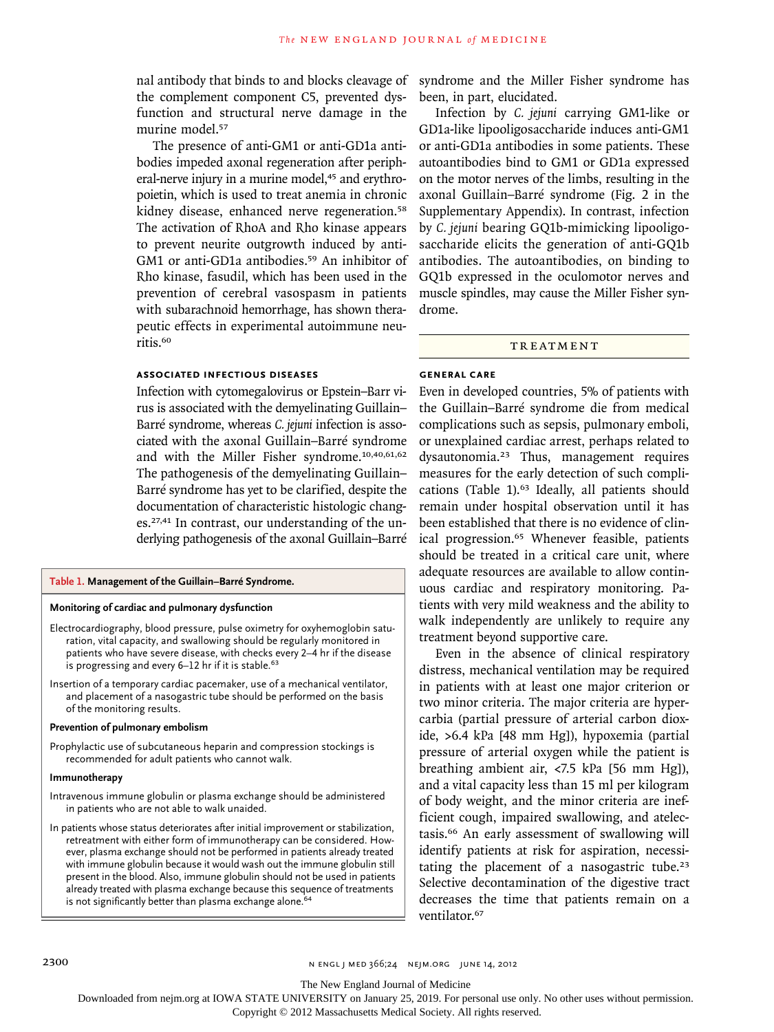nal antibody that binds to and blocks cleavage of the complement component C5, prevented dysfunction and structural nerve damage in the murine model.[57]

The presence of anti-GM1 or anti-GD1a antibodies impeded axonal regeneration after peripheral-nerve injury in a murine model,[45] and erythropoietin, which is used to treat anemia in chronic kidney disease, enhanced nerve regeneration.[58] The activation of RhoA and Rho kinase appears to prevent neurite outgrowth induced by anti-GM1 or anti-GD1a antibodies.[59] An inhibitor of Rho kinase, fasudil, which has been used in the prevention of cerebral vasospasm in patients with subarachnoid hemorrhage, has shown therapeutic effects in experimental autoimmune neuritis.[60]

### ASSOCIATED INFECTIOUS DISEASES

Infection with cytomegalovirus or Epstein–Barr virus is associated with the demyelinating Guillain–Barré syndrome, whereas *C. jejuni* infection is associated with the axonal Guillain–Barré syndrome and with the Miller Fisher syndrome.[10,40,61,62] The pathogenesis of the demyelinating Guillain–Barré syndrome has yet to be clarified, despite the documentation of characteristic histologic changes.[27,41] In contrast, our understanding of the underlying pathogenesis of the axonal Guillain–Barré syndrome and the Miller Fisher syndrome has been, in part, elucidated.

Infection by *C. jejuni* carrying GM1-like or GD1a-like lipooligosaccharide induces anti-GM1 or anti-GD1a antibodies in some patients. These autoantibodies bind to GM1 or GD1a expressed on the motor nerves of the limbs, resulting in the axonal Guillain–Barré syndrome (Fig. 2 in the Supplementary Appendix). In contrast, infection by *C. jejuni* bearing GQ1b-mimicking lipooligosaccharide elicits the generation of anti-GQ1b antibodies. The autoantibodies, on binding to GQ1b expressed in the oculomotor nerves and muscle spindles, may cause the Miller Fisher syndrome.

**Table 1. Management of the Guillain–Barré Syndrome.**

**Monitoring of cardiac and pulmonary dysfunction**

- Electrocardiography, blood pressure, pulse oximetry for oxyhemoglobin saturation, vital capacity, and swallowing should be regularly monitored in patients who have severe disease, with checks every 2–4 hr if the disease is progressing and every 6–12 hr if it is stable.[63]
- Insertion of a temporary cardiac pacemaker, use of a mechanical ventilator, and placement of a nasogastric tube should be performed on the basis of the monitoring results.

**Prevention of pulmonary embolism**

- Prophylactic use of subcutaneous heparin and compression stockings is recommended for adult patients who cannot walk.

**Immunotherapy**

- Intravenous immune globulin or plasma exchange should be administered in patients who are not able to walk unaided.
- In patients whose status deteriorates after initial improvement or stabilization, retreatment with either form of immunotherapy can be considered. However, plasma exchange should not be performed in patients already treated with immune globulin because it would wash out the immune globulin still present in the blood. Also, immune globulin should not be used in patients already treated with plasma exchange because this sequence of treatments is not significantly better than plasma exchange alone.[64]

## TREATMENT

### GENERAL CARE

Even in developed countries, 5% of patients with the Guillain–Barré syndrome die from medical complications such as sepsis, pulmonary emboli, or unexplained cardiac arrest, perhaps related to dysautonomia.[23] Thus, management requires measures for the early detection of such complications (Table 1).[63] Ideally, all patients should remain under hospital observation until it has been established that there is no evidence of clinical progression.[65] Whenever feasible, patients should be treated in a critical care unit, where adequate resources are available to allow continuous cardiac and respiratory monitoring. Patients with very mild weakness and the ability to walk independently are unlikely to require any treatment beyond supportive care.

Even in the absence of clinical respiratory distress, mechanical ventilation may be required in patients with at least one major criterion or two minor criteria. The major criteria are hypercarbia (partial pressure of arterial carbon dioxide, >6.4 kPa [48 mm Hg]), hypoxemia (partial pressure of arterial oxygen while the patient is breathing ambient air, <7.5 kPa [56 mm Hg]), and a vital capacity less than 15 ml per kilogram of body weight, and the minor criteria are inefficient cough, impaired swallowing, and atelectasis.[66] An early assessment of swallowing will identify patients at risk for aspiration, necessitating the placement of a nasogastric tube.[23] Selective decontamination of the digestive tract decreases the time that patients remain on a ventilator.[67]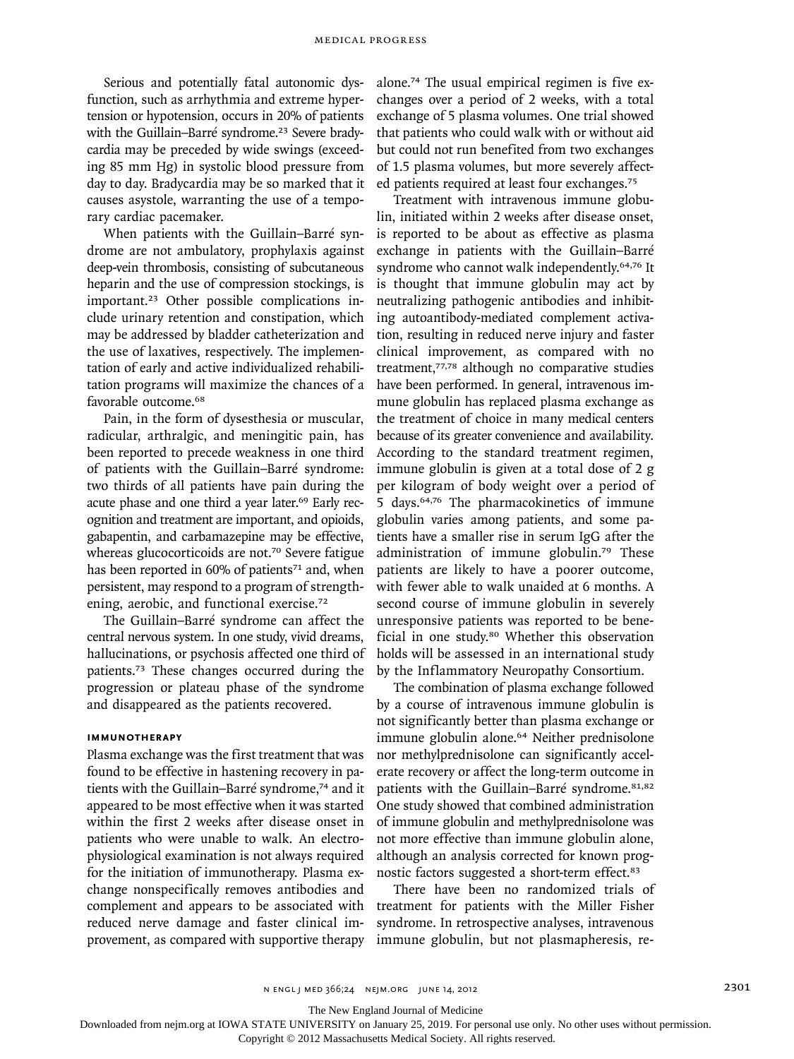Serious and potentially fatal autonomic dysfunction, such as arrhythmia and extreme hypertension or hypotension, occurs in 20% of patients with the Guillain–Barré syndrome.[23] Severe bradycardia may be preceded by wide swings (exceeding 85 mm Hg) in systolic blood pressure from day to day. Bradycardia may be so marked that it causes asystole, warranting the use of a temporary cardiac pacemaker.

When patients with the Guillain–Barré syndrome are not ambulatory, prophylaxis against deep-vein thrombosis, consisting of subcutaneous heparin and the use of compression stockings, is important.[23] Other possible complications include urinary retention and constipation, which may be addressed by bladder catheterization and the use of laxatives, respectively. The implementation of early and active individualized rehabilitation programs will maximize the chances of a favorable outcome.[68]

Pain, in the form of dysesthesia or muscular, radicular, arthralgic, and meningitic pain, has been reported to precede weakness in one third of patients with the Guillain–Barré syndrome: two thirds of all patients have pain during the acute phase and one third a year later.[69] Early recognition and treatment are important, and opioids, gabapentin, and carbamazepine may be effective, whereas glucocorticoids are not.[70] Severe fatigue has been reported in 60% of patients[71] and, when persistent, may respond to a program of strengthening, aerobic, and functional exercise.[72]

The Guillain–Barré syndrome can affect the central nervous system. In one study, vivid dreams, hallucinations, or psychosis affected one third of patients.[73] These changes occurred during the progression or plateau phase of the syndrome and disappeared as the patients recovered.

### IMMUNOTHERAPY

Plasma exchange was the first treatment that was found to be effective in hastening recovery in patients with the Guillain–Barré syndrome,[74] and it appeared to be most effective when it was started within the first 2 weeks after disease onset in patients who were unable to walk. An electrophysiological examination is not always required for the initiation of immunotherapy. Plasma exchange nonspecifically removes antibodies and complement and appears to be associated with reduced nerve damage and faster clinical improvement, as compared with supportive therapy alone.[74] The usual empirical regimen is five exchanges over a period of 2 weeks, with a total exchange of 5 plasma volumes. One trial showed that patients who could walk with or without aid but could not run benefited from two exchanges of 1.5 plasma volumes, but more severely affected patients required at least four exchanges.[75]

Treatment with intravenous immune globulin, initiated within 2 weeks after disease onset, is reported to be about as effective as plasma exchange in patients with the Guillain–Barré syndrome who cannot walk independently.[64,76] It is thought that immune globulin may act by neutralizing pathogenic antibodies and inhibiting autoantibody-mediated complement activation, resulting in reduced nerve injury and faster clinical improvement, as compared with no treatment,[77,78] although no comparative studies have been performed. In general, intravenous immune globulin has replaced plasma exchange as the treatment of choice in many medical centers because of its greater convenience and availability. According to the standard treatment regimen, immune globulin is given at a total dose of 2 g per kilogram of body weight over a period of 5 days.[64,76] The pharmacokinetics of immune globulin varies among patients, and some patients have a smaller rise in serum IgG after the administration of immune globulin.[79] These patients are likely to have a poorer outcome, with fewer able to walk unaided at 6 months. A second course of immune globulin in severely unresponsive patients was reported to be beneficial in one study.[80] Whether this observation holds will be assessed in an international study by the Inflammatory Neuropathy Consortium.

The combination of plasma exchange followed by a course of intravenous immune globulin is not significantly better than plasma exchange or immune globulin alone.[64] Neither prednisolone nor methylprednisolone can significantly accelerate recovery or affect the long-term outcome in patients with the Guillain–Barré syndrome.[81,82] One study showed that combined administration of immune globulin and methylprednisolone was not more effective than immune globulin alone, although an analysis corrected for known prognostic factors suggested a short-term effect.[83]

There have been no randomized trials of treatment for patients with the Miller Fisher syndrome. In retrospective analyses, intravenous immune globulin, but not plasmapheresis, re-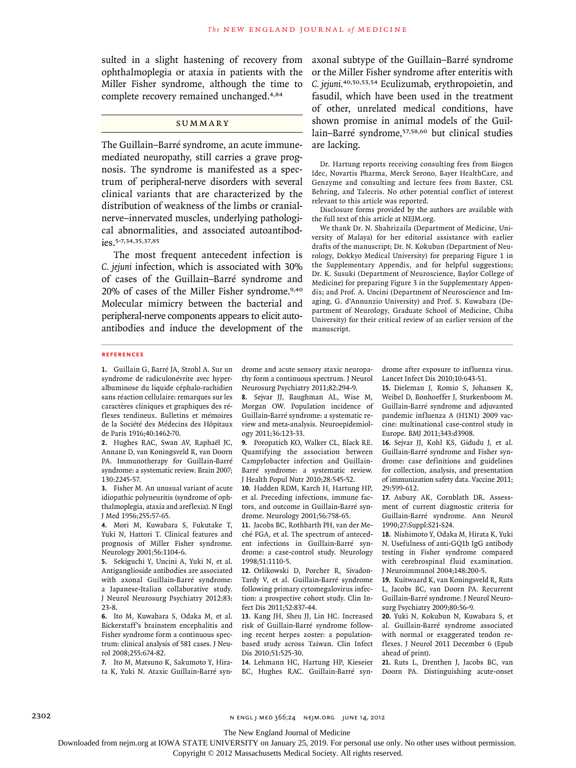sulted in a slight hastening of recovery from ophthalmoplegia or ataxia in patients with the Miller Fisher syndrome, although the time to complete recovery remained unchanged.[4,84]

## Summary

The Guillain–Barré syndrome, an acute immune-mediated neuropathy, still carries a grave prognosis. The syndrome is manifested as a spectrum of peripheral-nerve disorders with several clinical variants that are characterized by the distribution of weakness of the limbs or cranial-nerve–innervated muscles, underlying pathological abnormalities, and associated autoantibodies.[5-7,34,35,37,85]

The most frequent antecedent infection is *C. jejuni* infection, which is associated with 30% of cases of the Guillain–Barré syndrome and 20% of cases of the Miller Fisher syndrome.[9,40] Molecular mimicry between the bacterial and peripheral-nerve components appears to elicit autoantibodies and induce the development of the axonal subtype of the Guillain–Barré syndrome or the Miller Fisher syndrome after enteritis with *C. jejuni*.[40,50,53,54] Eculizumab, erythropoietin, and fasudil, which have been used in the treatment of other, unrelated medical conditions, have shown promise in animal models of the Guillain–Barré syndrome,[57,58,60] but clinical studies are lacking.

Dr. Hartung reports receiving consulting fees from Biogen Idec, Novartis Pharma, Merck Serono, Bayer HealthCare, and Genzyme and consulting and lecture fees from Baxter, CSL Behring, and Talecris. No other potential conflict of interest relevant to this article was reported.

Disclosure forms provided by the authors are available with the full text of this article at NEJM.org.

We thank Dr. N. Shahrizaila (Department of Medicine, University of Malaya) for her editorial assistance with earlier drafts of the manuscript; Dr. N. Kokubun (Department of Neurology, Dokkyo Medical University) for preparing Figure 1 in the Supplementary Appendix, and for helpful suggestions; Dr. K. Susuki (Department of Neuroscience, Baylor College of Medicine) for preparing Figure 3 in the Supplementary Appendix; and Prof. A. Uncini (Department of Neuroscience and Imaging, G. d'Annunzio University) and Prof. S. Kuwabara (Department of Neurology, Graduate School of Medicine, Chiba University) for their critical review of an earlier version of the manuscript.

## References

1. Guillain G, Barré JA, Strohl A. Sur un syndrome de radiculonévrite avec hyperalbuminose du liquide céphalo-rachidien sans réaction cellulaire: remarques sur les caractères cliniques et graphiques des réflexes tendineux. Bulletins et mémoires de la Société des Médecins des Hôpitaux de Paris 1916;40:1462-70.
2. Hughes RAC, Swan AV, Raphaël JC, Annane D, van Koningsveld R, van Doorn PA. Immunotherapy for Guillain-Barré syndrome: a systematic review. Brain 2007;130:2245-57.
3. Fisher M. An unusual variant of acute idiopathic polyneuritis (syndrome of ophthalmoplegia, ataxia and areflexia). N Engl J Med 1956;255:57-65.
4. Mori M, Kuwabara S, Fukutake T, Yuki N, Hattori T. Clinical features and prognosis of Miller Fisher syndrome. Neurology 2001;56:1104-6.
5. Sekiguchi Y, Uncini A, Yuki N, et al. Antiganglioside antibodies are associated with axonal Guillain-Barré syndrome: a Japanese-Italian collaborative study. J Neurol Neurosurg Psychiatry 2012;83:23-8.
6. Ito M, Kuwabara S, Odaka M, et al. Bickerstaff's brainstem encephalitis and Fisher syndrome form a continuous spectrum: clinical analysis of 581 cases. J Neurol 2008;255:674-82.
7. Ito M, Matsuno K, Sakumoto Y, Hirata K, Yuki N. Ataxic Guillain-Barré syndrome and acute sensory ataxic neuropathy form a continuous spectrum. J Neurol Neurosurg Psychiatry 2011;82:294-9.
8. Sejvar JJ, Baughman AL, Wise M, Morgan OW. Population incidence of Guillain-Barré syndrome: a systematic review and meta-analysis. Neuroepidemiology 2011;36:123-33.
9. Poropatich KO, Walker CL, Black RE. Quantifying the association between Campylobacter infection and Guillain-Barré syndrome: a systematic review. J Health Popul Nutr 2010;28:545-52.
10. Hadden RDM, Karch H, Hartung HP, et al. Preceding infections, immune factors, and outcome in Guillain-Barré syndrome. Neurology 2001;56:758-65.
11. Jacobs BC, Rothbarth PH, van der Meché FGA, et al. The spectrum of antecedent infections in Guillain-Barré syndrome: a case-control study. Neurology 1998;51:1110-5.
12. Orlikowski D, Porcher R, Sivadon-Tardy V, et al. Guillain-Barré syndrome following primary cytomegalovirus infection: a prospective cohort study. Clin Infect Dis 2011;52:837-44.
13. Kang JH, Sheu JJ, Lin HC. Increased risk of Guillain-Barré syndrome following recent herpes zoster: a population-based study across Taiwan. Clin Infect Dis 2010;51:525-30.
14. Lehmann HC, Hartung HP, Kieseier BC, Hughes RAC. Guillain-Barré syndrome after exposure to influenza virus. Lancet Infect Dis 2010;10:643-51.
15. Dieleman J, Romio S, Johansen K, Weibel D, Bonhoeffer J, Sturkenboom M. Guillain-Barré syndrome and adjuvanted pandemic influenza A (H1N1) 2009 vaccine: multinational case-control study in Europe. BMJ 2011;343:d3908.
16. Sejvar JJ, Kohl KS, Gidudu J, et al. Guillain-Barré syndrome and Fisher syndrome: case definitions and guidelines for collection, analysis, and presentation of immunization safety data. Vaccine 2011;29:599-612.
17. Asbury AK, Cornblath DR. Assessment of current diagnostic criteria for Guillain-Barré syndrome. Ann Neurol 1990;27:Suppl:S21-S24.
18. Nishimoto Y, Odaka M, Hirata K, Yuki N. Usefulness of anti-GQ1b IgG antibody testing in Fisher syndrome compared with cerebrospinal fluid examination. J Neuroimmunol 2004;148:200-5.
19. Kuitwaard K, van Koningsveld R, Ruts L, Jacobs BC, van Doorn PA. Recurrent Guillain-Barré syndrome. J Neurol Neurosurg Psychiatry 2009;80:56-9.
20. Yuki N, Kokubun N, Kuwabara S, et al. Guillain-Barré syndrome associated with normal or exaggerated tendon reflexes. J Neurol 2011 December 6 (Epub ahead of print).
21. Ruts L, Drenthen J, Jacobs BC, van Doorn PA. Distinguishing acute-onset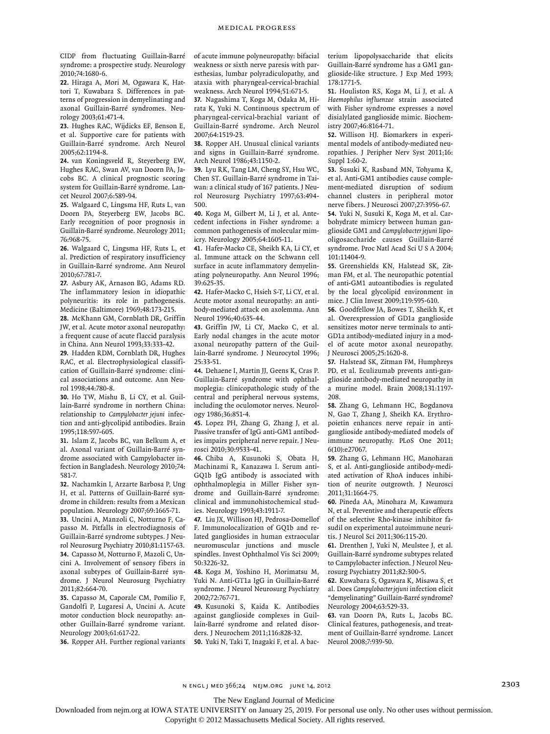CIDP from fluctuating Guillain-Barré syndrome: a prospective study. Neurology 2010;74:1680-6.

22. Hiraga A, Mori M, Ogawara K, Hattori T, Kuwabara S. Differences in patterns of progression in demyelinating and axonal Guillain-Barré syndromes. Neurology 2003;61:471-4.

23. Hughes RAC, Wijdicks EF, Benson E, et al. Supportive care for patients with Guillain-Barré syndrome. Arch Neurol 2005;62:1194-8.

24. van Koningsveld R, Steyerberg EW, Hughes RAC, Swan AV, van Doorn PA, Jacobs BC. A clinical prognostic scoring system for Guillain-Barré syndrome. Lancet Neurol 2007;6:589-94.

25. Walgaard C, Lingsma HF, Ruts L, van Doorn PA, Steyerberg EW, Jacobs BC. Early recognition of poor prognosis in Guillain-Barré syndrome. Neurology 2011; 76:968-75.

26. Walgaard C, Lingsma HF, Ruts L, et al. Prediction of respiratory insufficiency in Guillain-Barré syndrome. Ann Neurol 2010;67:781-7.

27. Asbury AK, Arnason BG, Adams RD. The inflammatory lesion in idiopathic polyneuritis: its role in pathogenesis. Medicine (Baltimore) 1969;48:173-215.

28. McKhann GM, Cornblath DR, Griffin JW, et al. Acute motor axonal neuropathy: a frequent cause of acute flaccid paralysis in China. Ann Neurol 1993;33:333-42.

29. Hadden RDM, Cornblath DR, Hughes RAC, et al. Electrophysiological classification of Guillain-Barré syndrome: clinical associations and outcome. Ann Neurol 1998;44:780-8.

30. Ho TW, Mishu B, Li CY, et al. Guillain-Barré syndrome in northern China: relationship to *Campylobacter jejuni* infection and anti-glycolipid antibodies. Brain 1995;118:597-605.

31. Islam Z, Jacobs BC, van Belkum A, et al. Axonal variant of Guillain-Barré syndrome associated with Campylobacter infection in Bangladesh. Neurology 2010;74: 581-7.

32. Nachamkin I, Arzarte Barbosa P, Ung H, et al. Patterns of Guillain-Barré syndrome in children: results from a Mexican population. Neurology 2007;69:1665-71.

33. Uncini A, Manzoli C, Notturno F, Capasso M. Pitfalls in electrodiagnosis of Guillain-Barré syndrome subtypes. J Neurol Neurosurg Psychiatry 2010;81:1157-63.

34. Capasso M, Notturno F, Mazoli C, Uncini A. Involvement of sensory fibers in axonal subtypes of Guillain-Barré syndrome. J Neurol Neurosurg Psychiatry 2011;82:664-70.

35. Capasso M, Caporale CM, Pomilio F, Gandolfi P, Lugaresi A, Uncini A. Acute motor conduction block neuropathy: another Guillain-Barré syndrome variant. Neurology 2003;61:617-22.

36. Ropper AH. Further regional variants of acute immune polyneuropathy: bifacial weakness or sixth nerve paresis with paresthesias, lumbar polyradiculopathy, and ataxia with pharyngeal-cervical-brachial weakness. Arch Neurol 1994;51:671-5.

37. Nagashima T, Koga M, Odaka M, Hirata K, Yuki N. Continuous spectrum of pharyngeal-cervical-brachial variant of Guillain-Barré syndrome. Arch Neurol 2007;64:1519-23.

38. Ropper AH. Unusual clinical variants and signs in Guillain-Barré syndrome. Arch Neurol 1986;43:1150-2.

39. Lyu RK, Tang LM, Cheng SY, Hsu WC, Chen ST. Guillain-Barré syndrome in Taiwan: a clinical study of 167 patients. J Neurol Neurosurg Psychiatry 1997;63:494-500.

40. Koga M, Gilbert M, Li J, et al. Antecedent infections in Fisher syndrome: a common pathogenesis of molecular mimicry. Neurology 2005;64:1605-11.

41. Hafer-Macko CE, Sheikh KA, Li CY, et al. Immune attack on the Schwann cell surface in acute inflammatory demyelinating polyneuropathy. Ann Neurol 1996; 39:625-35.

42. Hafer-Macko C, Hsieh S-T, Li CY, et al. Acute motor axonal neuropathy: an antibody-mediated attack on axolemma. Ann Neurol 1996;40:635-44.

43. Griffin JW, Li CY, Macko C, et al. Early nodal changes in the acute motor axonal neuropathy pattern of the Guillain-Barré syndrome. J Neurocytol 1996; 25:33-51.

44. Dehaene I, Martin JJ, Geens K, Cras P. Guillain-Barré syndrome with ophthalmoplegia: clinicopathologic study of the central and peripheral nervous systems, including the oculomotor nerves. Neurology 1986;36:851-4.

45. Lopez PH, Zhang G, Zhang J, et al. Passive transfer of IgG anti-GM1 antibodies impairs peripheral nerve repair. J Neurosci 2010;30:9533-41.

46. Chiba A, Kusunoki S, Obata H, Machinami R, Kanazawa I. Serum anti-GQ1b IgG antibody is associated with ophthalmoplegia in Miller Fisher syndrome and Guillain-Barré syndrome: clinical and immunohistochemical studies. Neurology 1993;43:1911-7.

47. Liu JX, Willison HJ, Pedrosa-Domellof F. Immunolocalization of GQ1b and related gangliosides in human extraocular neuromuscular junctions and muscle spindles. Invest Ophthalmol Vis Sci 2009; 50:3226-32.

48. Koga M, Yoshino H, Morimatsu M, Yuki N. Anti-GT1a IgG in Guillain-Barré syndrome. J Neurol Neurosurg Psychiatry 2002;72:767-71.

49. Kusunoki S, Kaida K. Antibodies against ganglioside complexes in Guillain-Barré syndrome and related disorders. J Neurochem 2011;116:828-32.

50. Yuki N, Taki T, Inagaki F, et al. A bacterium lipopolysaccharide that elicits Guillain-Barré syndrome has a GM1 ganglioside-like structure. J Exp Med 1993; 178:1771-5.

51. Houliston RS, Koga M, Li J, et al. A *Haemophilus influenzae* strain associated with Fisher syndrome expresses a novel disialylated ganglioside mimic. Biochemistry 2007;46:8164-71.

52. Willison HJ. Biomarkers in experimental models of antibody-mediated neuropathies. J Peripher Nerv Syst 2011;16: Suppl 1:60-2.

53. Susuki K, Rasband MN, Tohyama K, et al. Anti-GM1 antibodies cause complement-mediated disruption of sodium channel clusters in peripheral motor nerve fibers. J Neurosci 2007;27:3956-67.

54. Yuki N, Susuki K, Koga M, et al. Carbohydrate mimicry between human ganglioside GM1 and *Campylobacter jejuni* lipooligosaccharide causes Guillain-Barré syndrome. Proc Natl Acad Sci U S A 2004; 101:11404-9.

55. Greenshields KN, Halstead SK, Zitman FM, et al. The neuropathic potential of anti-GM1 autoantibodies is regulated by the local glycolipid environment in mice. J Clin Invest 2009;119:595-610.

56. Goodfellow JA, Bowes T, Sheikh K, et al. Overexpression of GD1a ganglioside sensitizes motor nerve terminals to anti-GD1a antibody-mediated injury in a model of acute motor axonal neuropathy. J Neurosci 2005;25:1620-8.

57. Halstead SK, Zitman FM, Humphreys PD, et al. Eculizumab prevents anti-ganglioside antibody-mediated neuropathy in a murine model. Brain 2008;131:1197-208.

58. Zhang G, Lehmann HC, Bogdanova N, Gao T, Zhang J, Sheikh KA. Erythropoietin enhances nerve repair in anti-ganglioside antibody-mediated models of immune neuropathy. PLoS One 2011; 6(10):e27067.

59. Zhang G, Lehmann HC, Manoharan S, et al. Anti-ganglioside antibody-mediated activation of RhoA induces inhibition of neurite outgrowth. J Neurosci 2011;31:1664-75.

60. Pineda AA, Minohara M, Kawamura N, et al. Preventive and therapeutic effects of the selective Rho-kinase inhibitor fasudil on experimental autoimmune neuritis. J Neurol Sci 2011;306:115-20.

61. Drenthen J, Yuki N, Meulstee J, et al. Guillain-Barré syndrome subtypes related to Campylobacter infection. J Neurol Neurosurg Psychiatry 2011;82:300-5.

62. Kuwabara S, Ogawara K, Misawa S, et al. Does *Campylobacter jejuni* infection elicit "demyelinating" Guillain-Barré syndrome? Neurology 2004;63:529-33.

63. van Doorn PA, Ruts L, Jacobs BC. Clinical features, pathogenesis, and treatment of Guillain-Barré syndrome. Lancet Neurol 2008;7:939-50.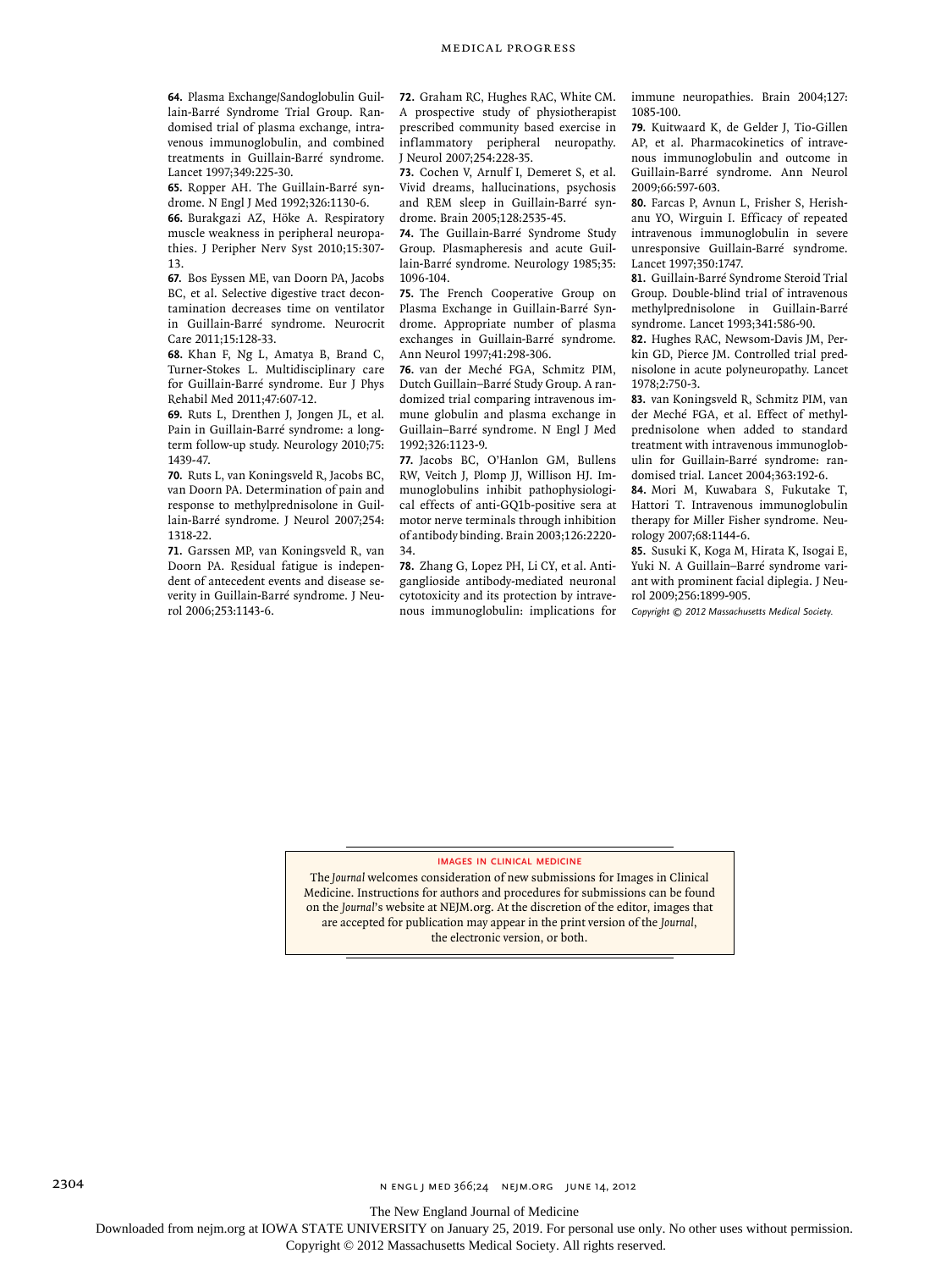64. Plasma Exchange/Sandoglobulin Guillain-Barré Syndrome Trial Group. Randomised trial of plasma exchange, intravenous immunoglobulin, and combined treatments in Guillain-Barré syndrome. Lancet 1997;349:225-30.

65. Ropper AH. The Guillain-Barré syndrome. N Engl J Med 1992;326:1130-6.

66. Burakgazi AZ, Höke A. Respiratory muscle weakness in peripheral neuropathies. J Peripher Nerv Syst 2010;15:307-13.

67. Bos Eyssen ME, van Doorn PA, Jacobs BC, et al. Selective digestive tract decontamination decreases time on ventilator in Guillain-Barré syndrome. Neurocrit Care 2011;15:128-33.

68. Khan F, Ng L, Amatya B, Brand C, Turner-Stokes L. Multidisciplinary care for Guillain-Barré syndrome. Eur J Phys Rehabil Med 2011;47:607-12.

69. Ruts L, Drenthen J, Jongen JL, et al. Pain in Guillain-Barré syndrome: a long-term follow-up study. Neurology 2010;75:1439-47.

70. Ruts L, van Koningsveld R, Jacobs BC, van Doorn PA. Determination of pain and response to methylprednisolone in Guillain-Barré syndrome. J Neurol 2007;254:1318-22.

71. Garssen MP, van Koningsveld R, van Doorn PA. Residual fatigue is independent of antecedent events and disease severity in Guillain-Barré syndrome. J Neurol 2006;253:1143-6.

72. Graham RC, Hughes RAC, White CM. A prospective study of physiotherapist prescribed community based exercise in inflammatory peripheral neuropathy. J Neurol 2007;254:228-35.

73. Cochen V, Arnulf I, Demeret S, et al. Vivid dreams, hallucinations, psychosis and REM sleep in Guillain-Barré syndrome. Brain 2005;128:2535-45.

74. The Guillain-Barré Syndrome Study Group. Plasmapheresis and acute Guillain-Barré syndrome. Neurology 1985;35:1096-104.

75. The French Cooperative Group on Plasma Exchange in Guillain-Barré Syndrome. Appropriate number of plasma exchanges in Guillain-Barré syndrome. Ann Neurol 1997;41:298-306.

76. van der Meché FGA, Schmitz PIM, Dutch Guillain–Barré Study Group. A randomized trial comparing intravenous immune globulin and plasma exchange in Guillain–Barré syndrome. N Engl J Med 1992;326:1123-9.

77. Jacobs BC, O'Hanlon GM, Bullens RW, Veitch J, Plomp JJ, Willison HJ. Immunoglobulins inhibit pathophysiological effects of anti-GQ1b-positive sera at motor nerve terminals through inhibition of antibody binding. Brain 2003;126:2220-34.

78. Zhang G, Lopez PH, Li CY, et al. Anti-ganglioside antibody-mediated neuronal cytotoxicity and its protection by intravenous immunoglobulin: implications for immune neuropathies. Brain 2004;127:1085-100.

79. Kuitwaard K, de Gelder J, Tio-Gillen AP, et al. Pharmacokinetics of intravenous immunoglobulin and outcome in Guillain-Barré syndrome. Ann Neurol 2009;66:597-603.

80. Farcas P, Avnun L, Frisher S, Herishanu YO, Wirguin I. Efficacy of repeated intravenous immunoglobulin in severe unresponsive Guillain-Barré syndrome. Lancet 1997;350:1747.

81. Guillain-Barré Syndrome Steroid Trial Group. Double-blind trial of intravenous methylprednisolone in Guillain-Barré syndrome. Lancet 1993;341:586-90.

82. Hughes RAC, Newsom-Davis JM, Perkin GD, Pierce JM. Controlled trial prednisolone in acute polyneuropathy. Lancet 1978;2:750-3.

83. van Koningsveld R, Schmitz PIM, van der Meché FGA, et al. Effect of methylprednisolone when added to standard treatment with intravenous immunoglobulin for Guillain-Barré syndrome: randomised trial. Lancet 2004;363:192-6.

84. Mori M, Kuwabara S, Fukutake T, Hattori T. Intravenous immunoglobulin therapy for Miller Fisher syndrome. Neurology 2007;68:1144-6.

85. Susuki K, Koga M, Hirata K, Isogai E, Yuki N. A Guillain–Barré syndrome variant with prominent facial diplegia. J Neurol 2009;256:1899-905.

*Copyright © 2012 Massachusetts Medical Society.*

**IMAGES IN CLINICAL MEDICINE**

The *Journal* welcomes consideration of new submissions for Images in Clinical Medicine. Instructions for authors and procedures for submissions can be found on the *Journal*'s website at NEJM.org. At the discretion of the editor, images that are accepted for publication may appear in the print version of the *Journal*, the electronic version, or both.